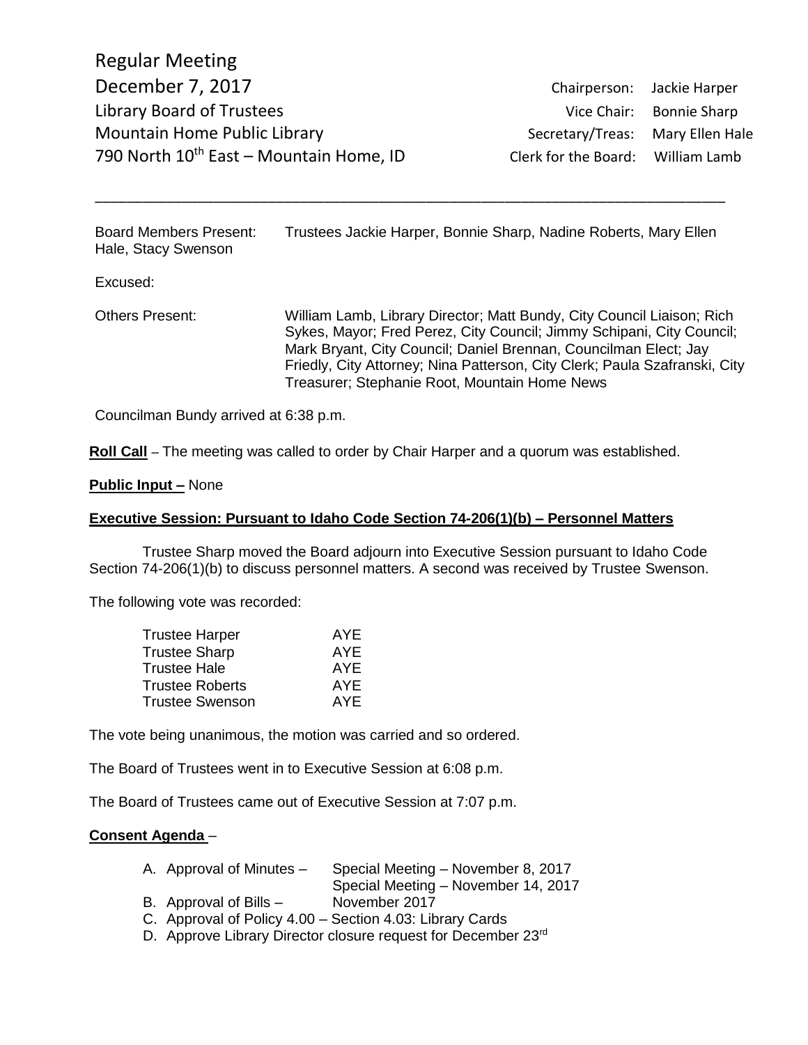# Regular Meeting

December 7, 2017
Library Board of Trustees
Mountain Home Public Library
790 North 10th East – Mountain Home, ID

| | |
|---|---|
| Chairperson: | Jackie Harper |
| Vice Chair: | Bonnie Sharp |
| Secretary/Treas: | Mary Ellen Hale |
| Clerk for the Board: | William Lamb |

---

Board Members Present: Trustees Jackie Harper, Bonnie Sharp, Nadine Roberts, Mary Ellen Hale, Stacy Swenson

Excused:

Others Present: William Lamb, Library Director; Matt Bundy, City Council Liaison; Rich Sykes, Mayor; Fred Perez, City Council; Jimmy Schipani, City Council; Mark Bryant, City Council; Daniel Brennan, Councilman Elect; Jay Friedly, City Attorney; Nina Patterson, City Clerk; Paula Szafranski, City Treasurer; Stephanie Root, Mountain Home News

Councilman Bundy arrived at 6:38 p.m.

**Roll Call** – The meeting was called to order by Chair Harper and a quorum was established.

**Public Input –** None

**Executive Session: Pursuant to Idaho Code Section 74-206(1)(b) – Personnel Matters**

Trustee Sharp moved the Board adjourn into Executive Session pursuant to Idaho Code Section 74-206(1)(b) to discuss personnel matters. A second was received by Trustee Swenson.

The following vote was recorded:

| | |
|---|---|
| Trustee Harper | AYE |
| Trustee Sharp | AYE |
| Trustee Hale | AYE |
| Trustee Roberts | AYE |
| Trustee Swenson | AYE |

The vote being unanimous, the motion was carried and so ordered.

The Board of Trustees went in to Executive Session at 6:08 p.m.

The Board of Trustees came out of Executive Session at 7:07 p.m.

**Consent Agenda** –

A. Approval of Minutes – Special Meeting – November 8, 2017
   Special Meeting – November 14, 2017
B. Approval of Bills – November 2017
C. Approval of Policy 4.00 – Section 4.03: Library Cards
D. Approve Library Director closure request for December 23rd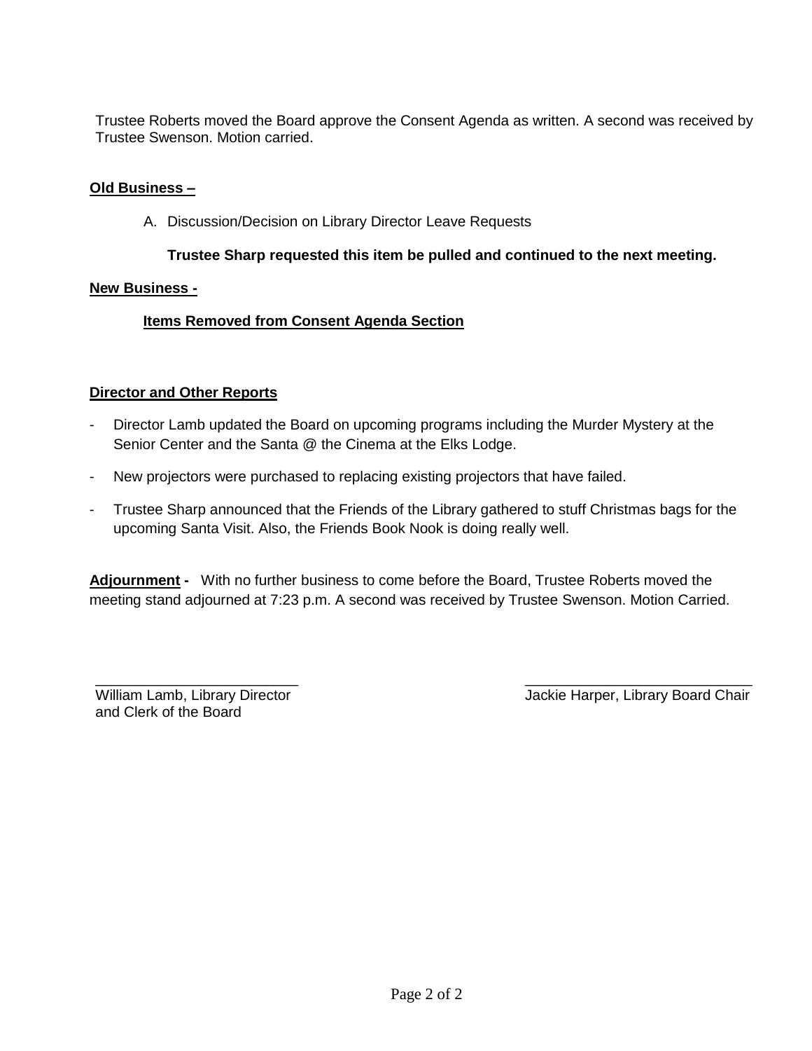Trustee Roberts moved the Board approve the Consent Agenda as written. A second was received by Trustee Swenson. Motion carried.

**Old Business –**

A. Discussion/Decision on Library Director Leave Requests

**Trustee Sharp requested this item be pulled and continued to the next meeting.**

**New Business -**

**Items Removed from Consent Agenda Section**

**Director and Other Reports**

- Director Lamb updated the Board on upcoming programs including the Murder Mystery at the Senior Center and the Santa @ the Cinema at the Elks Lodge.
- New projectors were purchased to replacing existing projectors that have failed.
- Trustee Sharp announced that the Friends of the Library gathered to stuff Christmas bags for the upcoming Santa Visit. Also, the Friends Book Nook is doing really well.

**Adjournment -** With no further business to come before the Board, Trustee Roberts moved the meeting stand adjourned at 7:23 p.m. A second was received by Trustee Swenson. Motion Carried.

\_\_\_\_\_\_\_\_\_\_\_\_\_\_\_\_\_\_\_\_\_\_\_\_\_\_
William Lamb, Library Director
and Clerk of the Board

\_\_\_\_\_\_\_\_\_\_\_\_\_\_\_\_\_\_\_\_\_\_\_\_\_\_\_\_\_
Jackie Harper, Library Board Chair